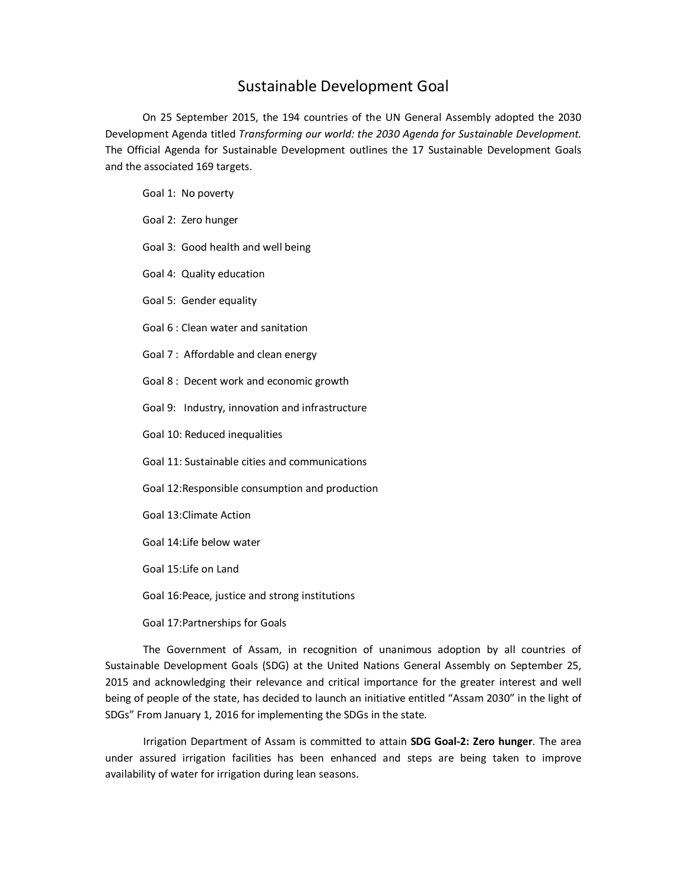# Sustainable Development Goal

On 25 September 2015, the 194 countries of the UN General Assembly adopted the 2030 Development Agenda titled *Transforming our world: the 2030 Agenda for Sustainable Development.* The Official Agenda for Sustainable Development outlines the 17 Sustainable Development Goals and the associated 169 targets.

Goal 1: No poverty

Goal 2: Zero hunger

Goal 3: Good health and well being

Goal 4: Quality education

Goal 5: Gender equality

Goal 6 : Clean water and sanitation

Goal 7 : Affordable and clean energy

Goal 8 : Decent work and economic growth

Goal 9: Industry, innovation and infrastructure

Goal 10: Reduced inequalities

Goal 11: Sustainable cities and communications

Goal 12:Responsible consumption and production

Goal 13:Climate Action

Goal 14:Life below water

Goal 15:Life on Land

Goal 16:Peace, justice and strong institutions

Goal 17:Partnerships for Goals

The Government of Assam, in recognition of unanimous adoption by all countries of Sustainable Development Goals (SDG) at the United Nations General Assembly on September 25, 2015 and acknowledging their relevance and critical importance for the greater interest and well being of people of the state, has decided to launch an initiative entitled "Assam 2030" in the light of SDGs" From January 1, 2016 for implementing the SDGs in the state.

Irrigation Department of Assam is committed to attain **SDG Goal-2: Zero hunger**. The area under assured irrigation facilities has been enhanced and steps are being taken to improve availability of water for irrigation during lean seasons.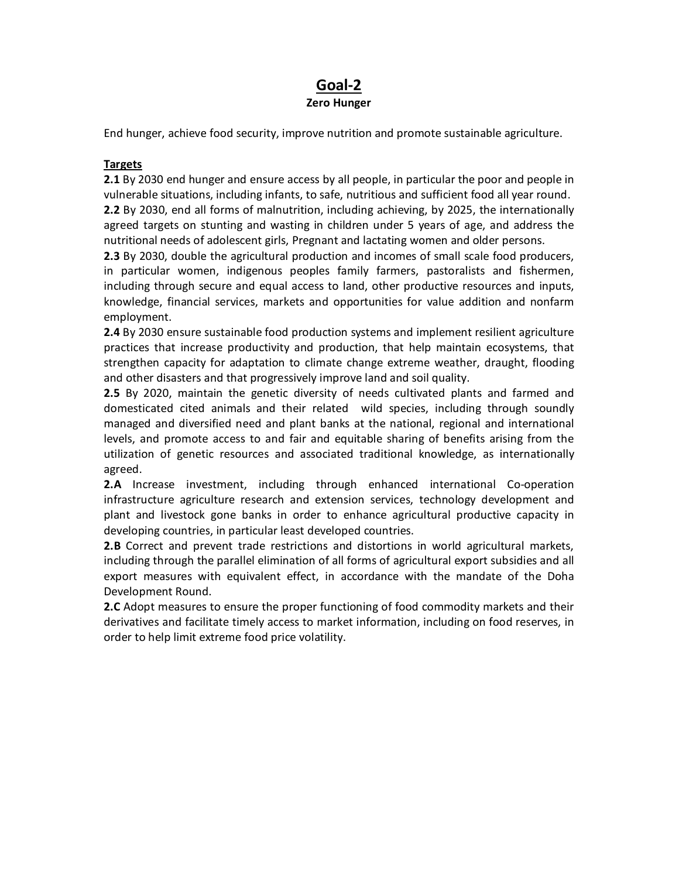# Goal-2

**Zero Hunger**

End hunger, achieve food security, improve nutrition and promote sustainable agriculture.

**Targets**

**2.1** By 2030 end hunger and ensure access by all people, in particular the poor and people in vulnerable situations, including infants, to safe, nutritious and sufficient food all year round.

**2.2** By 2030, end all forms of malnutrition, including achieving, by 2025, the internationally agreed targets on stunting and wasting in children under 5 years of age, and address the nutritional needs of adolescent girls, Pregnant and lactating women and older persons.

**2.3** By 2030, double the agricultural production and incomes of small scale food producers, in particular women, indigenous peoples family farmers, pastoralists and fishermen, including through secure and equal access to land, other productive resources and inputs, knowledge, financial services, markets and opportunities for value addition and nonfarm employment.

**2.4** By 2030 ensure sustainable food production systems and implement resilient agriculture practices that increase productivity and production, that help maintain ecosystems, that strengthen capacity for adaptation to climate change extreme weather, draught, flooding and other disasters and that progressively improve land and soil quality.

**2.5** By 2020, maintain the genetic diversity of needs cultivated plants and farmed and domesticated cited animals and their related wild species, including through soundly managed and diversified need and plant banks at the national, regional and international levels, and promote access to and fair and equitable sharing of benefits arising from the utilization of genetic resources and associated traditional knowledge, as internationally agreed.

**2.A** Increase investment, including through enhanced international Co-operation infrastructure agriculture research and extension services, technology development and plant and livestock gone banks in order to enhance agricultural productive capacity in developing countries, in particular least developed countries.

**2.B** Correct and prevent trade restrictions and distortions in world agricultural markets, including through the parallel elimination of all forms of agricultural export subsidies and all export measures with equivalent effect, in accordance with the mandate of the Doha Development Round.

**2.C** Adopt measures to ensure the proper functioning of food commodity markets and their derivatives and facilitate timely access to market information, including on food reserves, in order to help limit extreme food price volatility.